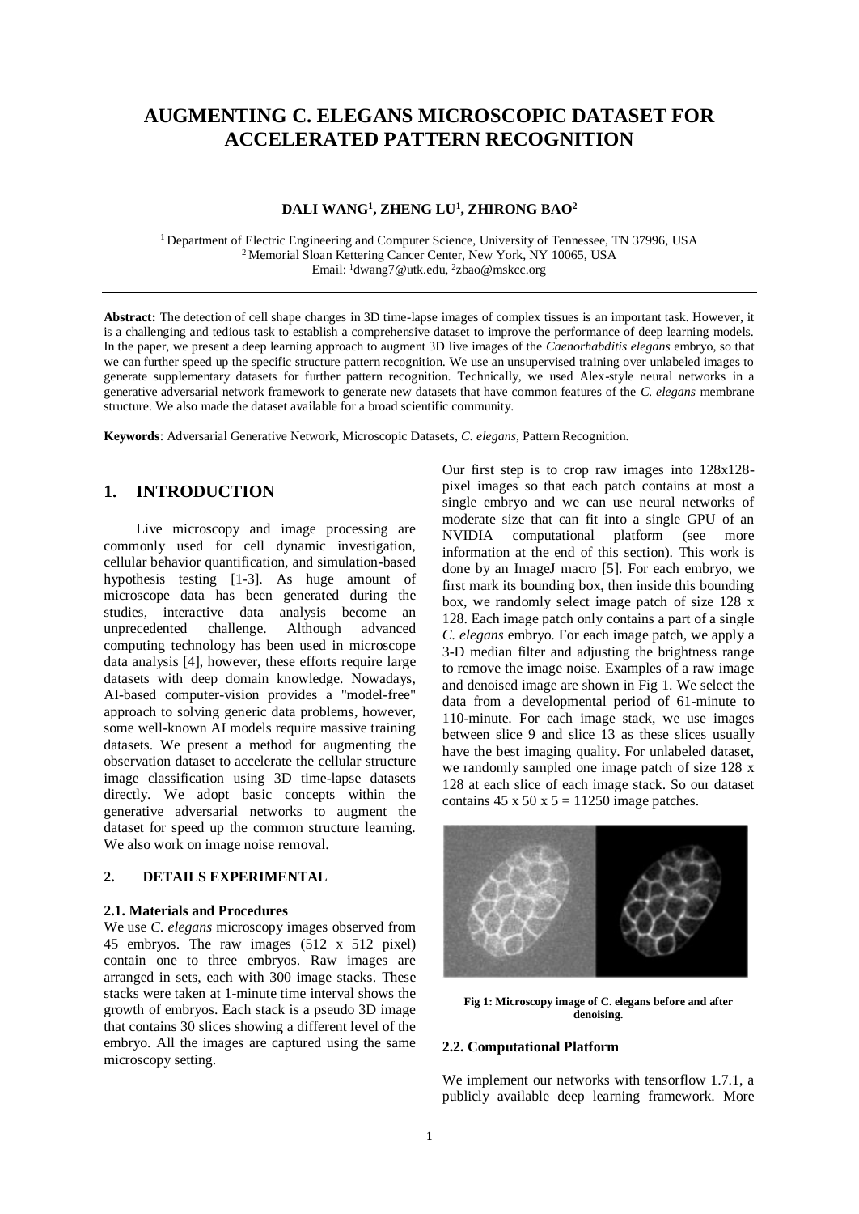# AUGMENTING C. ELEGANS MICROSCOPIC DATASET FOR ACCELERATED PATTERN RECOGNITION

**DALI WANG[1], ZHENG LU[1], ZHIRONG BAO[2]**

[1] Department of Electric Engineering and Computer Science, University of Tennessee, TN 37996, USA
[2] Memorial Sloan Kettering Cancer Center, New York, NY 10065, USA
Email: [1]dwang7@utk.edu, [2]zbao@mskcc.org

**Abstract:** The detection of cell shape changes in 3D time-lapse images of complex tissues is an important task. However, it is a challenging and tedious task to establish a comprehensive dataset to improve the performance of deep learning models. In the paper, we present a deep learning approach to augment 3D live images of the *Caenorhabditis elegans* embryo, so that we can further speed up the specific structure pattern recognition. We use an unsupervised training over unlabeled images to generate supplementary datasets for further pattern recognition. Technically, we used Alex-style neural networks in a generative adversarial network framework to generate new datasets that have common features of the *C. elegans* membrane structure. We also made the dataset available for a broad scientific community.

**Keywords**: Adversarial Generative Network, Microscopic Datasets, *C. elegans*, Pattern Recognition.

## 1. INTRODUCTION

Live microscopy and image processing are commonly used for cell dynamic investigation, cellular behavior quantification, and simulation-based hypothesis testing [1-3]. As huge amount of microscope data has been generated during the studies, interactive data analysis become an unprecedented challenge. Although advanced computing technology has been used in microscope data analysis [4], however, these efforts require large datasets with deep domain knowledge. Nowadays, AI-based computer-vision provides a "model-free" approach to solving generic data problems, however, some well-known AI models require massive training datasets. We present a method for augmenting the observation dataset to accelerate the cellular structure image classification using 3D time-lapse datasets directly. We adopt basic concepts within the generative adversarial networks to augment the dataset for speed up the common structure learning. We also work on image noise removal.

## 2. DETAILS EXPERIMENTAL

### 2.1. Materials and Procedures

We use *C. elegans* microscopy images observed from 45 embryos. The raw images (512 x 512 pixel) contain one to three embryos. Raw images are arranged in sets, each with 300 image stacks. These stacks were taken at 1-minute time interval shows the growth of embryos. Each stack is a pseudo 3D image that contains 30 slices showing a different level of the embryo. All the images are captured using the same microscopy setting.

Our first step is to crop raw images into 128x128-pixel images so that each patch contains at most a single embryo and we can use neural networks of moderate size that can fit into a single GPU of an NVIDIA computational platform (see more information at the end of this section). This work is done by an ImageJ macro [5]. For each embryo, we first mark its bounding box, then inside this bounding box, we randomly select image patch of size 128 x 128. Each image patch only contains a part of a single *C. elegans* embryo. For each image patch, we apply a 3-D median filter and adjusting the brightness range to remove the image noise. Examples of a raw image and denoised image are shown in Fig 1. We select the data from a developmental period of 61-minute to 110-minute. For each image stack, we use images between slice 9 and slice 13 as these slices usually have the best imaging quality. For unlabeled dataset, we randomly sampled one image patch of size 128 x 128 at each slice of each image stack. So our dataset contains 45 x 50 x 5 = 11250 image patches.

**Fig 1: Microscopy image of C. elegans before and after denoising.**

### 2.2. Computational Platform

We implement our networks with tensorflow 1.7.1, a publicly available deep learning framework. More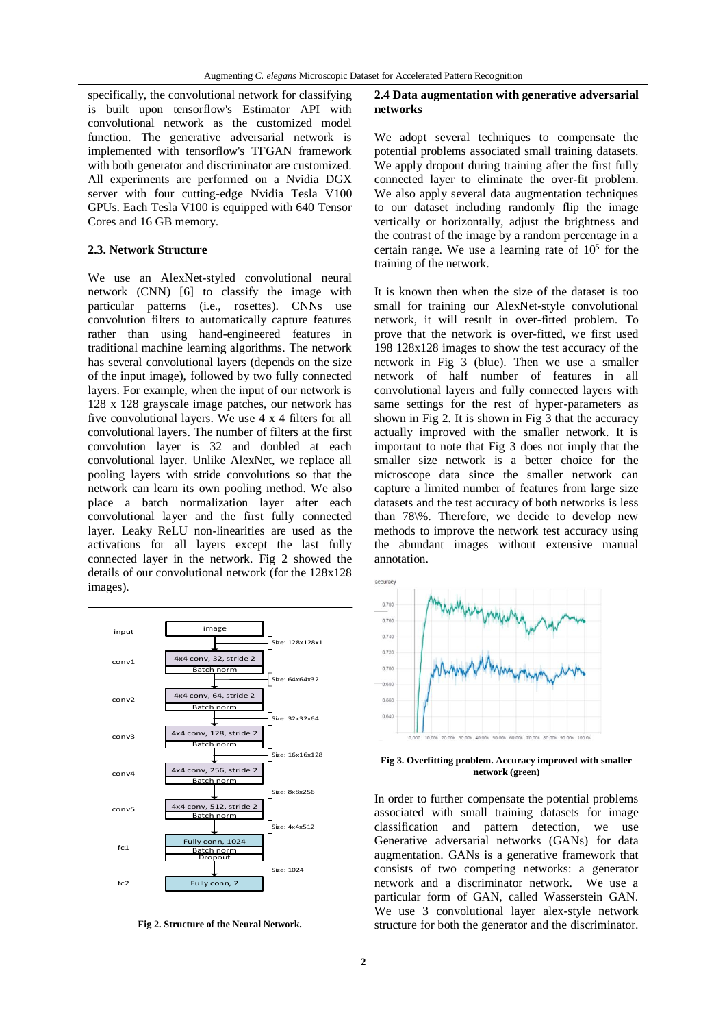specifically, the convolutional network for classifying is built upon tensorflow's Estimator API with convolutional network as the customized model function. The generative adversarial network is implemented with tensorflow's TFGAN framework with both generator and discriminator are customized. All experiments are performed on a Nvidia DGX server with four cutting-edge Nvidia Tesla V100 GPUs. Each Tesla V100 is equipped with 640 Tensor Cores and 16 GB memory.

### 2.3. Network Structure

We use an AlexNet-styled convolutional neural network (CNN) [6] to classify the image with particular patterns (i.e., rosettes). CNNs use convolution filters to automatically capture features rather than using hand-engineered features in traditional machine learning algorithms. The network has several convolutional layers (depends on the size of the input image), followed by two fully connected layers. For example, when the input of our network is 128 x 128 grayscale image patches, our network has five convolutional layers. We use 4 x 4 filters for all convolutional layers. The number of filters at the first convolution layer is 32 and doubled at each convolutional layer. Unlike AlexNet, we replace all pooling layers with stride convolutions so that the network can learn its own pooling method. We also place a batch normalization layer after each convolutional layer and the first fully connected layer. Leaky ReLU non-linearities are used as the activations for all layers except the last fully connected layer in the network. Fig 2 showed the details of our convolutional network (for the 128x128 images).

| Layer | Operation | Output size |
|---|---|---|
| input | image | Size: 128x128x1 |
| conv1 | 4x4 conv, 32, stride 2 / Batch norm | Size: 64x64x32 |
| conv2 | 4x4 conv, 64, stride 2 / Batch norm | Size: 32x32x64 |
| conv3 | 4x4 conv, 128, stride 2 / Batch norm | Size: 16x16x128 |
| conv4 | 4x4 conv, 256, stride 2 / Batch norm | Size: 8x8x256 |
| conv5 | 4x4 conv, 512, stride 2 / Batch norm | Size: 4x4x512 |
| fc1 | Fully conn, 1024 / Batch norm / Dropout | Size: 1024 |
| fc2 | Fully conn, 2 | |

**Fig 2. Structure of the Neural Network.**

### 2.4 Data augmentation with generative adversarial networks

We adopt several techniques to compensate the potential problems associated small training datasets. We apply dropout during training after the first fully connected layer to eliminate the over-fit problem. We also apply several data augmentation techniques to our dataset including randomly flip the image vertically or horizontally, adjust the brightness and the contrast of the image by a random percentage in a certain range. We use a learning rate of $10^5$ for the training of the network.

It is known then when the size of the dataset is too small for training our AlexNet-style convolutional network, it will result in over-fitted problem. To prove that the network is over-fitted, we first used 198 128x128 images to show the test accuracy of the network in Fig 3 (blue). Then we use a smaller network of half number of features in all convolutional layers and fully connected layers with same settings for the rest of hyper-parameters as shown in Fig 2. It is shown in Fig 3 that the accuracy actually improved with the smaller network. It is important to note that Fig 3 does not imply that the smaller size network is a better choice for the microscope data since the smaller network can capture a limited number of features from large size datasets and the test accuracy of both networks is less than 78\%. Therefore, we decide to develop new methods to improve the network test accuracy using the abundant images without extensive manual annotation.

**Fig 3. Overfitting problem. Accuracy improved with smaller network (green)**

In order to further compensate the potential problems associated with small training datasets for image classification and pattern detection, we use Generative adversarial networks (GANs) for data augmentation. GANs is a generative framework that consists of two competing networks: a generator network and a discriminator network. We use a particular form of GAN, called Wasserstein GAN. We use 3 convolutional layer alex-style network structure for both the generator and the discriminator.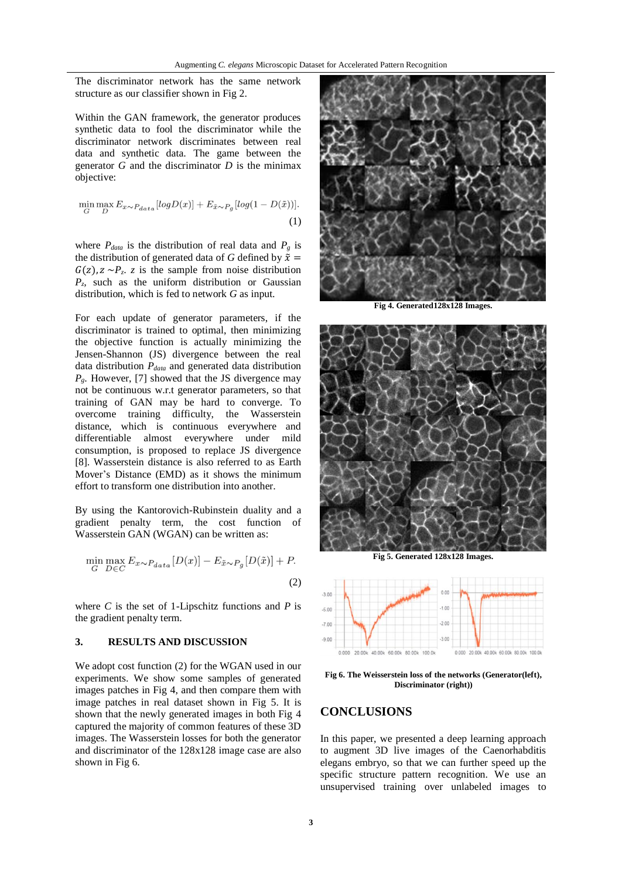The discriminator network has the same network structure as our classifier shown in Fig 2.

Within the GAN framework, the generator produces synthetic data to fool the discriminator while the discriminator network discriminates between real data and synthetic data. The game between the generator $G$ and the discriminator $D$ is the minimax objective:

$$\min_{G} \max_{D} E_{x\sim P_{data}}[logD(x)] + E_{\tilde{x}\sim P_g}[log(1 - D(\tilde{x}))]. \quad (1)$$

where $P_{data}$ is the distribution of real data and $P_g$ is the distribution of generated data of $G$ defined by $\tilde{x} = G(z), z \sim P_z$. $z$ is the sample from noise distribution $P_z$, such as the uniform distribution or Gaussian distribution, which is fed to network $G$ as input.

For each update of generator parameters, if the discriminator is trained to optimal, then minimizing the objective function is actually minimizing the Jensen-Shannon (JS) divergence between the real data distribution $P_{data}$ and generated data distribution $P_g$. However, [7] showed that the JS divergence may not be continuous w.r.t generator parameters, so that training of GAN may be hard to converge. To overcome training difficulty, the Wasserstein distance, which is continuous everywhere and differentiable almost everywhere under mild consumption, is proposed to replace JS divergence [8]. Wasserstein distance is also referred to as Earth Mover's Distance (EMD) as it shows the minimum effort to transform one distribution into another.

By using the Kantorovich-Rubinstein duality and a gradient penalty term, the cost function of Wasserstein GAN (WGAN) can be written as:

$$\min_{G} \max_{D\in C} E_{x\sim P_{data}}[D(x)] - E_{\tilde{x}\sim P_g}[D(\tilde{x})] + P. \quad (2)$$

where $C$ is the set of 1-Lipschitz functions and $P$ is the gradient penalty term.

## 3. RESULTS AND DISCUSSION

We adopt cost function (2) for the WGAN used in our experiments. We show some samples of generated images patches in Fig 4, and then compare them with image patches in real dataset shown in Fig 5. It is shown that the newly generated images in both Fig 4 captured the majority of common features of these 3D images. The Wasserstein losses for both the generator and discriminator of the 128x128 image case are also shown in Fig 6.

**Fig 4. Generated128x128 Images.**

**Fig 5. Generated 128x128 Images.**

**Fig 6. The Weisserstein loss of the networks (Generator(left), Discriminator (right))**

## CONCLUSIONS

In this paper, we presented a deep learning approach to augment 3D live images of the Caenorhabditis elegans embryo, so that we can further speed up the specific structure pattern recognition. We use an unsupervised training over unlabeled images to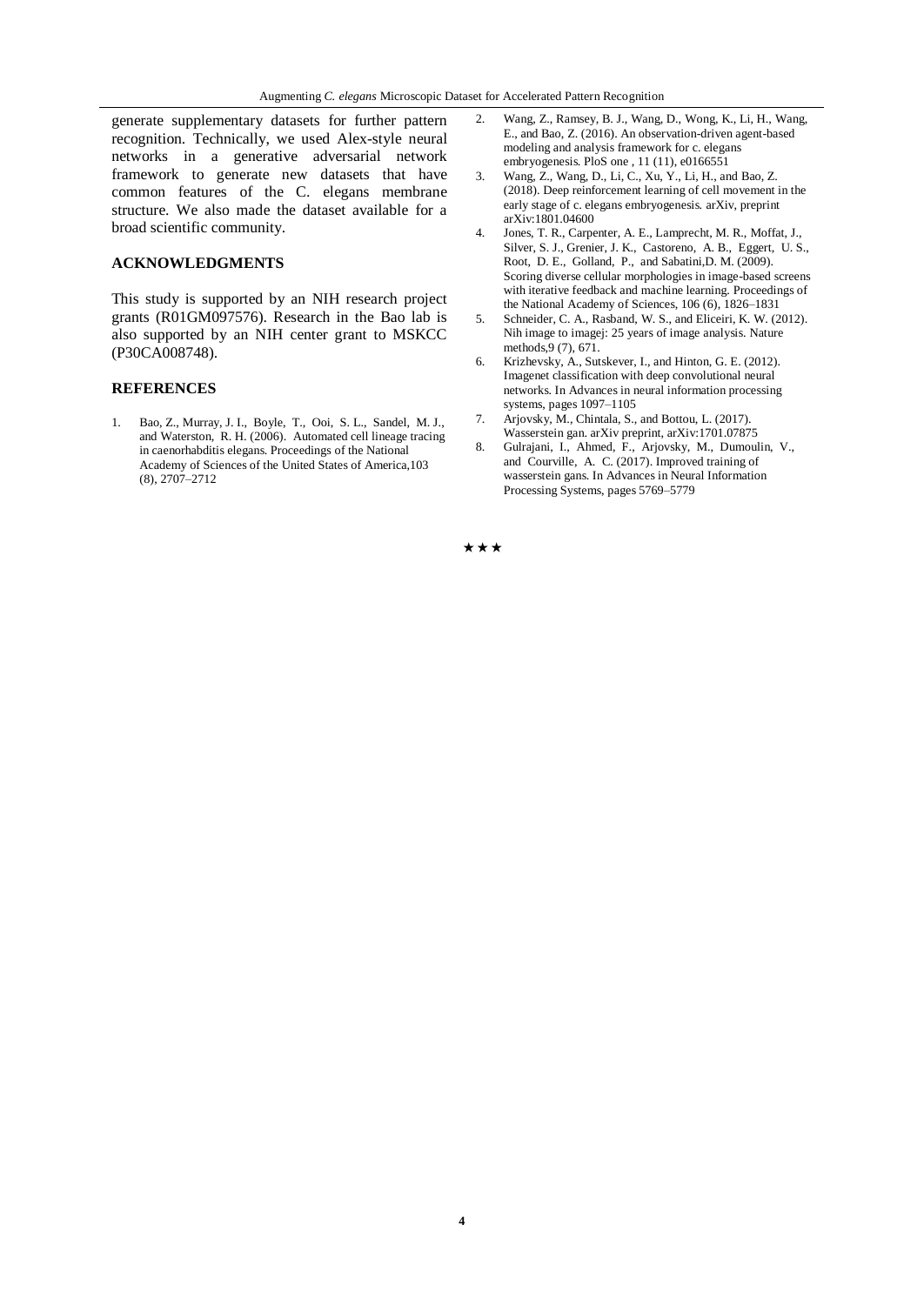generate supplementary datasets for further pattern recognition. Technically, we used Alex-style neural networks in a generative adversarial network framework to generate new datasets that have common features of the C. elegans membrane structure. We also made the dataset available for a broad scientific community.

## ACKNOWLEDGMENTS

This study is supported by an NIH research project grants (R01GM097576). Research in the Bao lab is also supported by an NIH center grant to MSKCC (P30CA008748).

## REFERENCES

1. Bao, Z., Murray, J. I., Boyle, T., Ooi, S. L., Sandel, M. J., and Waterston, R. H. (2006). Automated cell lineage tracing in caenorhabditis elegans. Proceedings of the National Academy of Sciences of the United States of America,103 (8), 2707–2712
2. Wang, Z., Ramsey, B. J., Wang, D., Wong, K., Li, H., Wang, E., and Bao, Z. (2016). An observation-driven agent-based modeling and analysis framework for c. elegans embryogenesis. PloS one , 11 (11), e0166551
3. Wang, Z., Wang, D., Li, C., Xu, Y., Li, H., and Bao, Z. (2018). Deep reinforcement learning of cell movement in the early stage of c. elegans embryogenesis. arXiv, preprint arXiv:1801.04600
4. Jones, T. R., Carpenter, A. E., Lamprecht, M. R., Moffat, J., Silver, S. J., Grenier, J. K., Castoreno, A. B., Eggert, U. S., Root, D. E., Golland, P., and Sabatini,D. M. (2009). Scoring diverse cellular morphologies in image-based screens with iterative feedback and machine learning. Proceedings of the National Academy of Sciences, 106 (6), 1826–1831
5. Schneider, C. A., Rasband, W. S., and Eliceiri, K. W. (2012). Nih image to imagej: 25 years of image analysis. Nature methods,9 (7), 671.
6. Krizhevsky, A., Sutskever, I., and Hinton, G. E. (2012). Imagenet classification with deep convolutional neural networks. In Advances in neural information processing systems, pages 1097–1105
7. Arjovsky, M., Chintala, S., and Bottou, L. (2017). Wasserstein gan. arXiv preprint, arXiv:1701.07875
8. Gulrajani, I., Ahmed, F., Arjovsky, M., Dumoulin, V., and Courville, A. C. (2017). Improved training of wasserstein gans. In Advances in Neural Information Processing Systems, pages 5769–5779

★★★